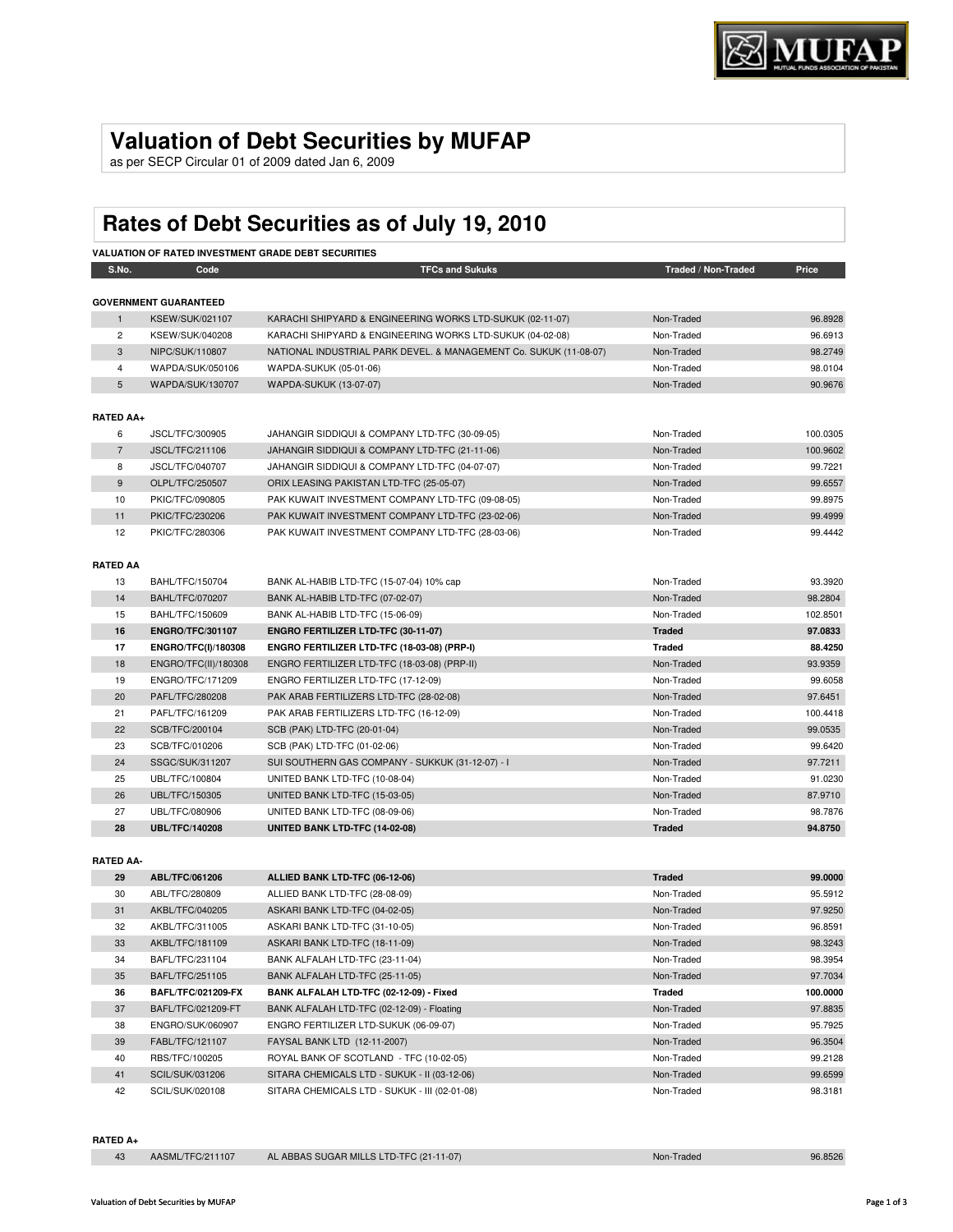# Valuation of Debt Securities by MUFAP

as per SECP Circular 01 of 2009 dated Jan 6, 2009

## Rates of Debt Securities as of July 19, 2010

**VALUATION OF RATED INVESTMENT GRADE DEBT SECURITIES**

| S.No. | Code | TFCs and Sukuks | Traded / Non-Traded | Price |
|---|---|---|---|---|
| **GOVERNMENT GUARANTEED** | | | | |
| 1 | KSEW/SUK/021107 | KARACHI SHIPYARD & ENGINEERING WORKS LTD-SUKUK (02-11-07) | Non-Traded | 96.8928 |
| 2 | KSEW/SUK/040208 | KARACHI SHIPYARD & ENGINEERING WORKS LTD-SUKUK (04-02-08) | Non-Traded | 96.6913 |
| 3 | NIPC/SUK/110807 | NATIONAL INDUSTRIAL PARK DEVEL. & MANAGEMENT Co. SUKUK (11-08-07) | Non-Traded | 98.2749 |
| 4 | WAPDA/SUK/050106 | WAPDA-SUKUK (05-01-06) | Non-Traded | 98.0104 |
| 5 | WAPDA/SUK/130707 | WAPDA-SUKUK (13-07-07) | Non-Traded | 90.9676 |
| **RATED AA+** | | | | |
| 6 | JSCL/TFC/300905 | JAHANGIR SIDDIQUI & COMPANY LTD-TFC (30-09-05) | Non-Traded | 100.0305 |
| 7 | JSCL/TFC/211106 | JAHANGIR SIDDIQUI & COMPANY LTD-TFC (21-11-06) | Non-Traded | 100.9602 |
| 8 | JSCL/TFC/040707 | JAHANGIR SIDDIQUI & COMPANY LTD-TFC (04-07-07) | Non-Traded | 99.7221 |
| 9 | OLPL/TFC/250507 | ORIX LEASING PAKISTAN LTD-TFC (25-05-07) | Non-Traded | 99.6557 |
| 10 | PKIC/TFC/090805 | PAK KUWAIT INVESTMENT COMPANY LTD-TFC (09-08-05) | Non-Traded | 99.8975 |
| 11 | PKIC/TFC/230206 | PAK KUWAIT INVESTMENT COMPANY LTD-TFC (23-02-06) | Non-Traded | 99.4999 |
| 12 | PKIC/TFC/280306 | PAK KUWAIT INVESTMENT COMPANY LTD-TFC (28-03-06) | Non-Traded | 99.4442 |
| **RATED AA** | | | | |
| 13 | BAHL/TFC/150704 | BANK AL-HABIB LTD-TFC (15-07-04) 10% cap | Non-Traded | 93.3920 |
| 14 | BAHL/TFC/070207 | BANK AL-HABIB LTD-TFC (07-02-07) | Non-Traded | 98.2804 |
| 15 | BAHL/TFC/150609 | BANK AL-HABIB LTD-TFC (15-06-09) | Non-Traded | 102.8501 |
| **16** | **ENGRO/TFC/301107** | **ENGRO FERTILIZER LTD-TFC (30-11-07)** | **Traded** | **97.0833** |
| **17** | **ENGRO/TFC(I)/180308** | **ENGRO FERTILIZER LTD-TFC (18-03-08) (PRP-I)** | **Traded** | **88.4250** |
| 18 | ENGRO/TFC(II)/180308 | ENGRO FERTILIZER LTD-TFC (18-03-08) (PRP-II) | Non-Traded | 93.9359 |
| 19 | ENGRO/TFC/171209 | ENGRO FERTILIZER LTD-TFC (17-12-09) | Non-Traded | 99.6058 |
| 20 | PAFL/TFC/280208 | PAK ARAB FERTILIZERS LTD-TFC (28-02-08) | Non-Traded | 97.6451 |
| 21 | PAFL/TFC/161209 | PAK ARAB FERTILIZERS LTD-TFC (16-12-09) | Non-Traded | 100.4418 |
| 22 | SCB/TFC/200104 | SCB (PAK) LTD-TFC (20-01-04) | Non-Traded | 99.0535 |
| 23 | SCB/TFC/010206 | SCB (PAK) LTD-TFC (01-02-06) | Non-Traded | 99.6420 |
| 24 | SSGC/SUK/311207 | SUI SOUTHERN GAS COMPANY - SUKKUK (31-12-07) - I | Non-Traded | 97.7211 |
| 25 | UBL/TFC/100804 | UNITED BANK LTD-TFC (10-08-04) | Non-Traded | 91.0230 |
| 26 | UBL/TFC/150305 | UNITED BANK LTD-TFC (15-03-05) | Non-Traded | 87.9710 |
| 27 | UBL/TFC/080906 | UNITED BANK LTD-TFC (08-09-06) | Non-Traded | 98.7876 |
| **28** | **UBL/TFC/140208** | **UNITED BANK LTD-TFC (14-02-08)** | **Traded** | **94.8750** |
| **RATED AA-** | | | | |
| **29** | **ABL/TFC/061206** | **ALLIED BANK LTD-TFC (06-12-06)** | **Traded** | **99.0000** |
| 30 | ABL/TFC/280809 | ALLIED BANK LTD-TFC (28-08-09) | Non-Traded | 95.5912 |
| 31 | AKBL/TFC/040205 | ASKARI BANK LTD-TFC (04-02-05) | Non-Traded | 97.9250 |
| 32 | AKBL/TFC/311005 | ASKARI BANK LTD-TFC (31-10-05) | Non-Traded | 96.8591 |
| 33 | AKBL/TFC/181109 | ASKARI BANK LTD-TFC (18-11-09) | Non-Traded | 98.3243 |
| 34 | BAFL/TFC/231104 | BANK ALFALAH LTD-TFC (23-11-04) | Non-Traded | 98.3954 |
| 35 | BAFL/TFC/251105 | BANK ALFALAH LTD-TFC (25-11-05) | Non-Traded | 97.7034 |
| **36** | **BAFL/TFC/021209-FX** | **BANK ALFALAH LTD-TFC (02-12-09) - Fixed** | **Traded** | **100.0000** |
| 37 | BAFL/TFC/021209-FT | BANK ALFALAH LTD-TFC (02-12-09) - Floating | Non-Traded | 97.8835 |
| 38 | ENGRO/SUK/060907 | ENGRO FERTILIZER LTD-SUKUK (06-09-07) | Non-Traded | 95.7925 |
| 39 | FABL/TFC/121107 | FAYSAL BANK LTD (12-11-2007) | Non-Traded | 96.3504 |
| 40 | RBS/TFC/100205 | ROYAL BANK OF SCOTLAND - TFC (10-02-05) | Non-Traded | 99.2128 |
| 41 | SCIL/SUK/031206 | SITARA CHEMICALS LTD - SUKUK - II (03-12-06) | Non-Traded | 99.6599 |
| 42 | SCIL/SUK/020108 | SITARA CHEMICALS LTD - SUKUK - III (02-01-08) | Non-Traded | 98.3181 |
| **RATED A+** | | | | |
| 43 | AASML/TFC/211107 | AL ABBAS SUGAR MILLS LTD-TFC (21-11-07) | Non-Traded | 96.8526 |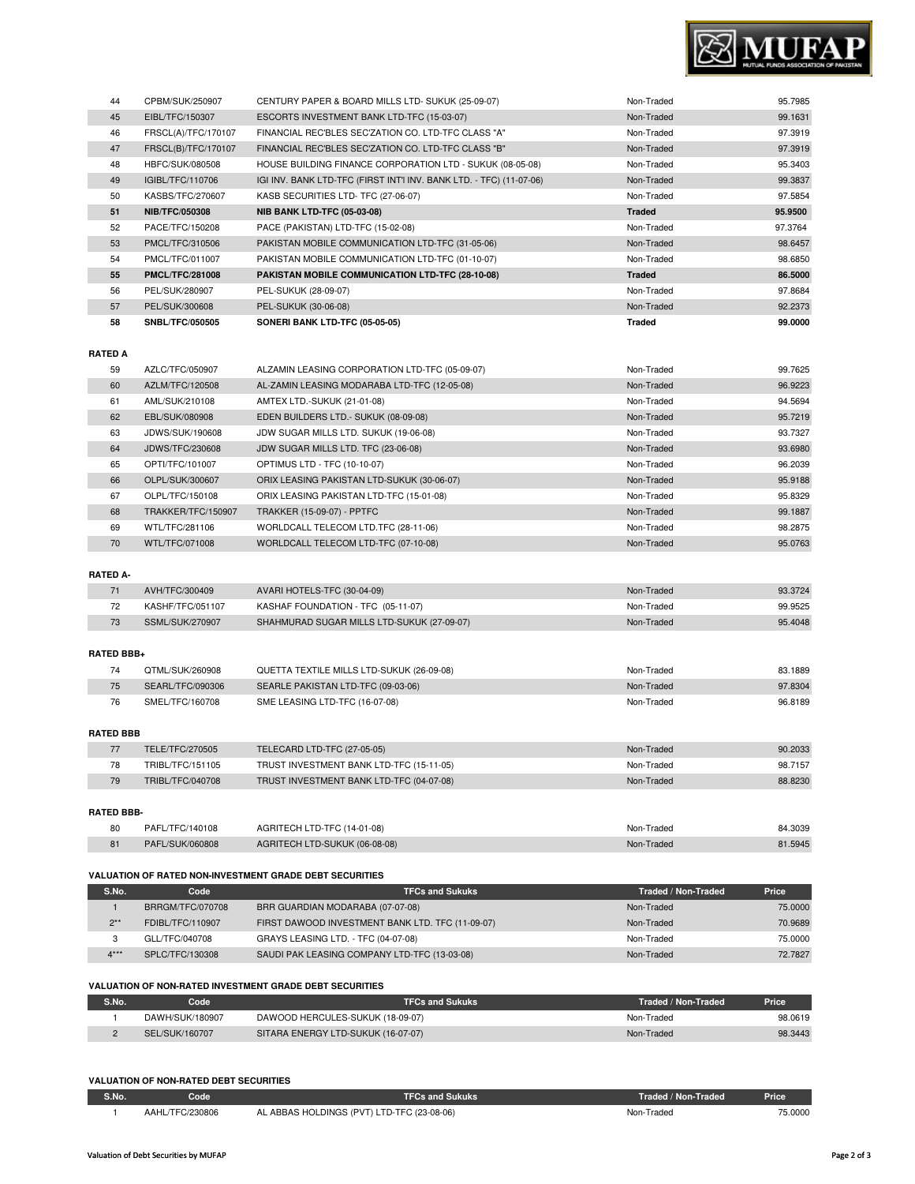| S.No. | Code | TFCs and Sukuks | Traded / Non-Traded | Price |
|---|---|---|---|---|
| 44 | CPBM/SUK/250907 | CENTURY PAPER & BOARD MILLS LTD- SUKUK (25-09-07) | Non-Traded | 95.7985 |
| 45 | EIBL/TFC/150307 | ESCORTS INVESTMENT BANK LTD-TFC (15-03-07) | Non-Traded | 99.1631 |
| 46 | FRSCL(A)/TFC/170107 | FINANCIAL REC'BLES SEC'ZATION CO. LTD-TFC CLASS "A" | Non-Traded | 97.3919 |
| 47 | FRSCL(B)/TFC/170107 | FINANCIAL REC'BLES SEC'ZATION CO. LTD-TFC CLASS "B" | Non-Traded | 97.3919 |
| 48 | HBFC/SUK/080508 | HOUSE BUILDING FINANCE CORPORATION LTD - SUKUK (08-05-08) | Non-Traded | 95.3403 |
| 49 | IGIBL/TFC/110706 | IGI INV. BANK LTD-TFC (FIRST INT'l INV. BANK LTD. - TFC) (11-07-06) | Non-Traded | 99.3837 |
| 50 | KASBS/TFC/270607 | KASB SECURITIES LTD- TFC (27-06-07) | Non-Traded | 97.5854 |
| **51** | **NIB/TFC/050308** | **NIB BANK LTD-TFC (05-03-08)** | **Traded** | **95.9500** |
| 52 | PACE/TFC/150208 | PACE (PAKISTAN) LTD-TFC (15-02-08) | Non-Traded | 97.3764 |
| 53 | PMCL/TFC/310506 | PAKISTAN MOBILE COMMUNICATION LTD-TFC (31-05-06) | Non-Traded | 98.6457 |
| 54 | PMCL/TFC/011007 | PAKISTAN MOBILE COMMUNICATION LTD-TFC (01-10-07) | Non-Traded | 98.6850 |
| **55** | **PMCL/TFC/281008** | **PAKISTAN MOBILE COMMUNICATION LTD-TFC (28-10-08)** | **Traded** | **86.5000** |
| 56 | PEL/SUK/280907 | PEL-SUKUK (28-09-07) | Non-Traded | 97.8684 |
| 57 | PEL/SUK/300608 | PEL-SUKUK (30-06-08) | Non-Traded | 92.2373 |
| **58** | **SNBL/TFC/050505** | **SONERI BANK LTD-TFC (05-05-05)** | **Traded** | **99.0000** |

**RATED A**

| S.No. | Code | TFCs and Sukuks | Traded / Non-Traded | Price |
|---|---|---|---|---|
| 59 | AZLC/TFC/050907 | ALZAMIN LEASING CORPORATION LTD-TFC (05-09-07) | Non-Traded | 99.7625 |
| 60 | AZLM/TFC/120508 | AL-ZAMIN LEASING MODARABA LTD-TFC (12-05-08) | Non-Traded | 96.9223 |
| 61 | AML/SUK/210108 | AMTEX LTD.-SUKUK (21-01-08) | Non-Traded | 94.5694 |
| 62 | EBL/SUK/080908 | EDEN BUILDERS LTD.- SUKUK (08-09-08) | Non-Traded | 95.7219 |
| 63 | JDWS/SUK/190608 | JDW SUGAR MILLS LTD. SUKUK (19-06-08) | Non-Traded | 93.7327 |
| 64 | JDWS/TFC/230608 | JDW SUGAR MILLS LTD. TFC (23-06-08) | Non-Traded | 93.6980 |
| 65 | OPTI/TFC/101007 | OPTIMUS LTD - TFC (10-10-07) | Non-Traded | 96.2039 |
| 66 | OLPL/SUK/300607 | ORIX LEASING PAKISTAN LTD-SUKUK (30-06-07) | Non-Traded | 95.9188 |
| 67 | OLPL/TFC/150108 | ORIX LEASING PAKISTAN LTD-TFC (15-01-08) | Non-Traded | 95.8329 |
| 68 | TRAKKER/TFC/150907 | TRAKKER (15-09-07) - PPTFC | Non-Traded | 99.1887 |
| 69 | WTL/TFC/281106 | WORLDCALL TELECOM LTD.TFC (28-11-06) | Non-Traded | 98.2875 |
| 70 | WTL/TFC/071008 | WORLDCALL TELECOM LTD-TFC (07-10-08) | Non-Traded | 95.0763 |

**RATED A-**

| S.No. | Code | TFCs and Sukuks | Traded / Non-Traded | Price |
|---|---|---|---|---|
| 71 | AVH/TFC/300409 | AVARI HOTELS-TFC (30-04-09) | Non-Traded | 93.3724 |
| 72 | KASHF/TFC/051107 | KASHAF FOUNDATION - TFC (05-11-07) | Non-Traded | 99.9525 |
| 73 | SSML/SUK/270907 | SHAHMURAD SUGAR MILLS LTD-SUKUK (27-09-07) | Non-Traded | 95.4048 |

**RATED BBB+**

| S.No. | Code | TFCs and Sukuks | Traded / Non-Traded | Price |
|---|---|---|---|---|
| 74 | QTML/SUK/260908 | QUETTA TEXTILE MILLS LTD-SUKUK (26-09-08) | Non-Traded | 83.1889 |
| 75 | SEARL/TFC/090306 | SEARLE PAKISTAN LTD-TFC (09-03-06) | Non-Traded | 97.8304 |
| 76 | SMEL/TFC/160708 | SME LEASING LTD-TFC (16-07-08) | Non-Traded | 96.8189 |

**RATED BBB**

| S.No. | Code | TFCs and Sukuks | Traded / Non-Traded | Price |
|---|---|---|---|---|
| 77 | TELE/TFC/270505 | TELECARD LTD-TFC (27-05-05) | Non-Traded | 90.2033 |
| 78 | TRIBL/TFC/151105 | TRUST INVESTMENT BANK LTD-TFC (15-11-05) | Non-Traded | 98.7157 |
| 79 | TRIBL/TFC/040708 | TRUST INVESTMENT BANK LTD-TFC (04-07-08) | Non-Traded | 88.8230 |

**RATED BBB-**

| S.No. | Code | TFCs and Sukuks | Traded / Non-Traded | Price |
|---|---|---|---|---|
| 80 | PAFL/TFC/140108 | AGRITECH LTD-TFC (14-01-08) | Non-Traded | 84.3039 |
| 81 | PAFL/SUK/060808 | AGRITECH LTD-SUKUK (06-08-08) | Non-Traded | 81.5945 |

**VALUATION OF RATED NON-INVESTMENT GRADE DEBT SECURITIES**

| S.No. | Code | TFCs and Sukuks | Traded / Non-Traded | Price |
|---|---|---|---|---|
| 1 | BRRGM/TFC/070708 | BRR GUARDIAN MODARABA (07-07-08) | Non-Traded | 75.0000 |
| 2** | FDIBL/TFC/110907 | FIRST DAWOOD INVESTMENT BANK LTD. TFC (11-09-07) | Non-Traded | 70.9689 |
| 3 | GLL/TFC/040708 | GRAYS LEASING LTD. - TFC (04-07-08) | Non-Traded | 75.0000 |
| 4*** | SPLC/TFC/130308 | SAUDI PAK LEASING COMPANY LTD-TFC (13-03-08) | Non-Traded | 72.7827 |

**VALUATION OF NON-RATED INVESTMENT GRADE DEBT SECURITIES**

| S.No. | Code | TFCs and Sukuks | Traded / Non-Traded | Price |
|---|---|---|---|---|
| 1 | DAWH/SUK/180907 | DAWOOD HERCULES-SUKUK (18-09-07) | Non-Traded | 98.0619 |
| 2 | SEL/SUK/160707 | SITARA ENERGY LTD-SUKUK (16-07-07) | Non-Traded | 98.3443 |

**VALUATION OF NON-RATED DEBT SECURITIES**

| S.No. | Code | TFCs and Sukuks | Traded / Non-Traded | Price |
|---|---|---|---|---|
| 1 | AAHL/TFC/230806 | AL ABBAS HOLDINGS (PVT) LTD-TFC (23-08-06) | Non-Traded | 75.0000 |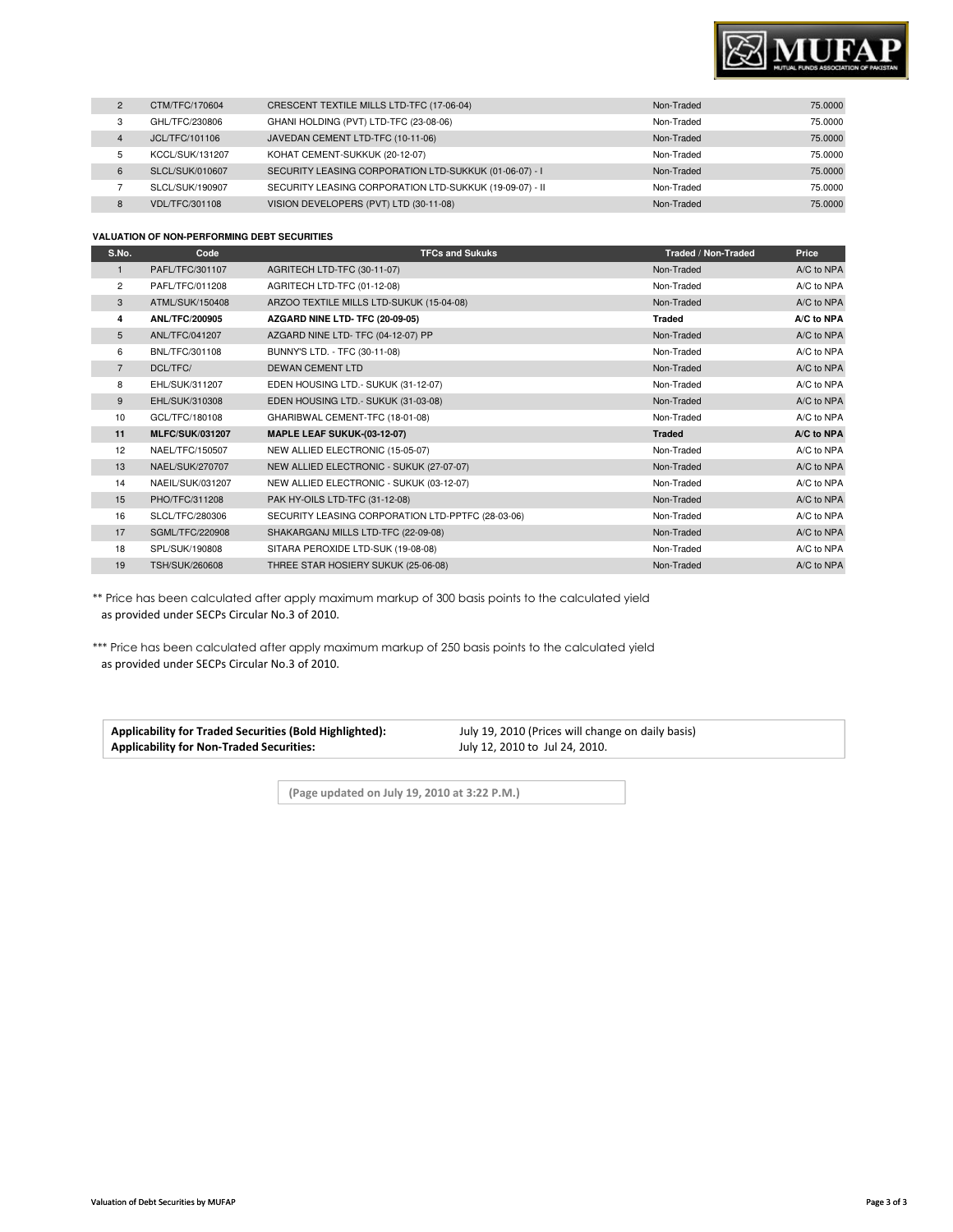| | | | | |
|---|---|---|---|---|
| 2 | CTM/TFC/170604 | CRESCENT TEXTILE MILLS LTD-TFC (17-06-04) | Non-Traded | 75.0000 |
| 3 | GHL/TFC/230806 | GHANI HOLDING (PVT) LTD-TFC (23-08-06) | Non-Traded | 75.0000 |
| 4 | JCL/TFC/101106 | JAVEDAN CEMENT LTD-TFC (10-11-06) | Non-Traded | 75.0000 |
| 5 | KCCL/SUK/131207 | KOHAT CEMENT-SUKKUK (20-12-07) | Non-Traded | 75.0000 |
| 6 | SLCL/SUK/010607 | SECURITY LEASING CORPORATION LTD-SUKKUK (01-06-07) - I | Non-Traded | 75.0000 |
| 7 | SLCL/SUK/190907 | SECURITY LEASING CORPORATION LTD-SUKKUK (19-09-07) - II | Non-Traded | 75.0000 |
| 8 | VDL/TFC/301108 | VISION DEVELOPERS (PVT) LTD (30-11-08) | Non-Traded | 75.0000 |

**VALUATION OF NON-PERFORMING DEBT SECURITIES**

| S.No. | Code | TFCs and Sukuks | Traded / Non-Traded | Price |
|---|---|---|---|---|
| 1 | PAFL/TFC/301107 | AGRITECH LTD-TFC (30-11-07) | Non-Traded | A/C to NPA |
| 2 | PAFL/TFC/011208 | AGRITECH LTD-TFC (01-12-08) | Non-Traded | A/C to NPA |
| 3 | ATML/SUK/150408 | ARZOO TEXTILE MILLS LTD-SUKUK (15-04-08) | Non-Traded | A/C to NPA |
| **4** | **ANL/TFC/200905** | **AZGARD NINE LTD- TFC (20-09-05)** | **Traded** | **A/C to NPA** |
| 5 | ANL/TFC/041207 | AZGARD NINE LTD- TFC (04-12-07) PP | Non-Traded | A/C to NPA |
| 6 | BNL/TFC/301108 | BUNNY'S LTD. - TFC (30-11-08) | Non-Traded | A/C to NPA |
| 7 | DCL/TFC/ | DEWAN CEMENT LTD | Non-Traded | A/C to NPA |
| 8 | EHL/SUK/311207 | EDEN HOUSING LTD.- SUKUK (31-12-07) | Non-Traded | A/C to NPA |
| 9 | EHL/SUK/310308 | EDEN HOUSING LTD.- SUKUK (31-03-08) | Non-Traded | A/C to NPA |
| 10 | GCL/TFC/180108 | GHARIBWAL CEMENT-TFC (18-01-08) | Non-Traded | A/C to NPA |
| **11** | **MLFC/SUK/031207** | **MAPLE LEAF SUKUK-(03-12-07)** | **Traded** | **A/C to NPA** |
| 12 | NAEL/TFC/150507 | NEW ALLIED ELECTRONIC (15-05-07) | Non-Traded | A/C to NPA |
| 13 | NAEL/SUK/270707 | NEW ALLIED ELECTRONIC - SUKUK (27-07-07) | Non-Traded | A/C to NPA |
| 14 | NAEIL/SUK/031207 | NEW ALLIED ELECTRONIC - SUKUK (03-12-07) | Non-Traded | A/C to NPA |
| 15 | PHO/TFC/311208 | PAK HY-OILS LTD-TFC (31-12-08) | Non-Traded | A/C to NPA |
| 16 | SLCL/TFC/280306 | SECURITY LEASING CORPORATION LTD-PPTFC (28-03-06) | Non-Traded | A/C to NPA |
| 17 | SGML/TFC/220908 | SHAKARGANJ MILLS LTD-TFC (22-09-08) | Non-Traded | A/C to NPA |
| 18 | SPL/SUK/190808 | SITARA PEROXIDE LTD-SUK (19-08-08) | Non-Traded | A/C to NPA |
| 19 | TSH/SUK/260608 | THREE STAR HOSIERY SUKUK (25-06-08) | Non-Traded | A/C to NPA |

** Price has been calculated after apply maximum markup of 300 basis points to the calculated yield as provided under SECPs Circular No.3 of 2010.

*** Price has been calculated after apply maximum markup of 250 basis points to the calculated yield as provided under SECPs Circular No.3 of 2010.

| | |
|---|---|
| **Applicability for Traded Securities (Bold Highlighted):** | July 19, 2010 (Prices will change on daily basis) |
| **Applicability for Non-Traded Securities:** | July 12, 2010 to Jul 24, 2010. |

**(Page updated on July 19, 2010 at 3:22 P.M.)**